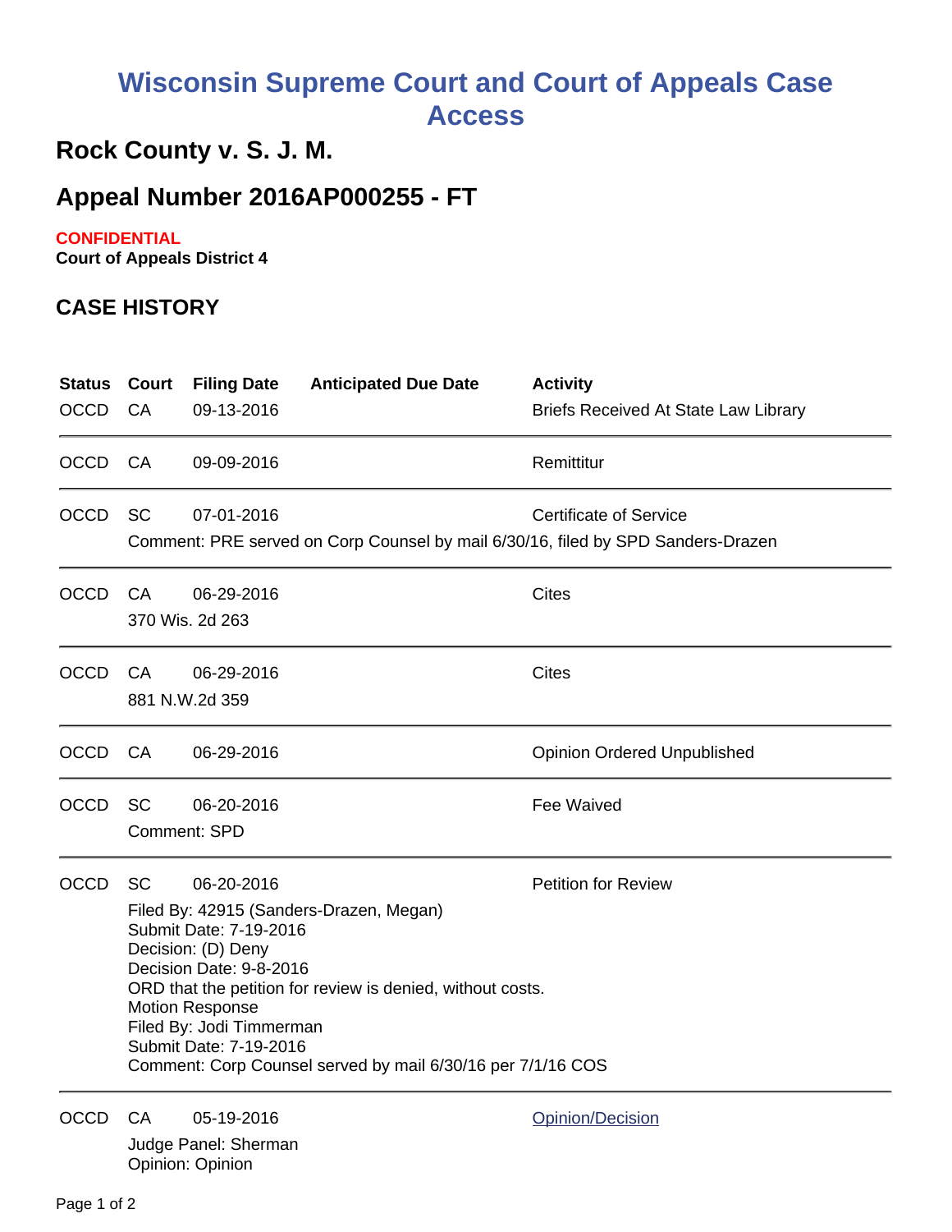# Wisconsin Supreme Court and Court of Appeals Case Access

## Rock County v. S. J. M.

## Appeal Number 2016AP000255 - FT

**CONFIDENTIAL**
**Court of Appeals District 4**

## CASE HISTORY

| Status | Court | Filing Date | Anticipated Due Date | Activity |
|---|---|---|---|---|
| OCCD | CA | 09-13-2016 | | Briefs Received At State Law Library |
| OCCD | CA | 09-09-2016 | | Remittitur |
| OCCD | SC | 07-01-2016 | | Certificate of Service |
| | Comment: PRE served on Corp Counsel by mail 6/30/16, filed by SPD Sanders-Drazen | | | |
| OCCD | CA | 06-29-2016 | | Cites |
| | 370 Wis. 2d 263 | | | |
| OCCD | CA | 06-29-2016 | | Cites |
| | 881 N.W.2d 359 | | | |
| OCCD | CA | 06-29-2016 | | Opinion Ordered Unpublished |
| OCCD | SC | 06-20-2016 | | Fee Waived |
| | Comment: SPD | | | |
| OCCD | SC | 06-20-2016 | | Petition for Review |
| | Filed By: 42915 (Sanders-Drazen, Megan)<br>Submit Date: 7-19-2016<br>Decision: (D) Deny<br>Decision Date: 9-8-2016<br>ORD that the petition for review is denied, without costs.<br>Motion Response<br>Filed By: Jodi Timmerman<br>Submit Date: 7-19-2016<br>Comment: Corp Counsel served by mail 6/30/16 per 7/1/16 COS | | | |
| OCCD | CA | 05-19-2016 | | Opinion/Decision |
| | Judge Panel: Sherman<br>Opinion: Opinion | | | |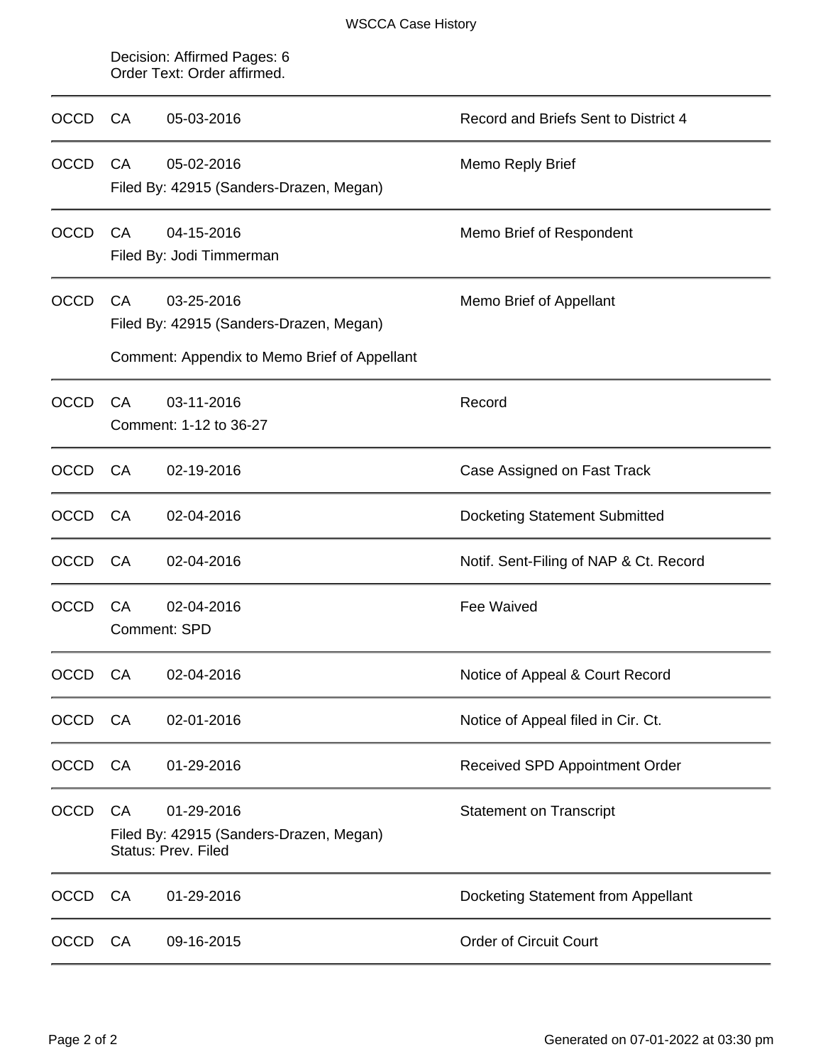Decision: Affirmed Pages: 6
Order Text: Order affirmed.

| | | | |
|---|---|---|---|
| OCCD | CA | 05-03-2016 | Record and Briefs Sent to District 4 |
| OCCD | CA | 05-02-2016<br>Filed By: 42915 (Sanders-Drazen, Megan) | Memo Reply Brief |
| OCCD | CA | 04-15-2016<br>Filed By: Jodi Timmerman | Memo Brief of Respondent |
| OCCD | CA | 03-25-2016<br>Filed By: 42915 (Sanders-Drazen, Megan)<br>Comment: Appendix to Memo Brief of Appellant | Memo Brief of Appellant |
| OCCD | CA | 03-11-2016<br>Comment: 1-12 to 36-27 | Record |
| OCCD | CA | 02-19-2016 | Case Assigned on Fast Track |
| OCCD | CA | 02-04-2016 | Docketing Statement Submitted |
| OCCD | CA | 02-04-2016 | Notif. Sent-Filing of NAP & Ct. Record |
| OCCD | CA | 02-04-2016<br>Comment: SPD | Fee Waived |
| OCCD | CA | 02-04-2016 | Notice of Appeal & Court Record |
| OCCD | CA | 02-01-2016 | Notice of Appeal filed in Cir. Ct. |
| OCCD | CA | 01-29-2016 | Received SPD Appointment Order |
| OCCD | CA | 01-29-2016<br>Filed By: 42915 (Sanders-Drazen, Megan)<br>Status: Prev. Filed | Statement on Transcript |
| OCCD | CA | 01-29-2016 | Docketing Statement from Appellant |
| OCCD | CA | 09-16-2015 | Order of Circuit Court |

Generated on 07-01-2022 at 03:30 pm